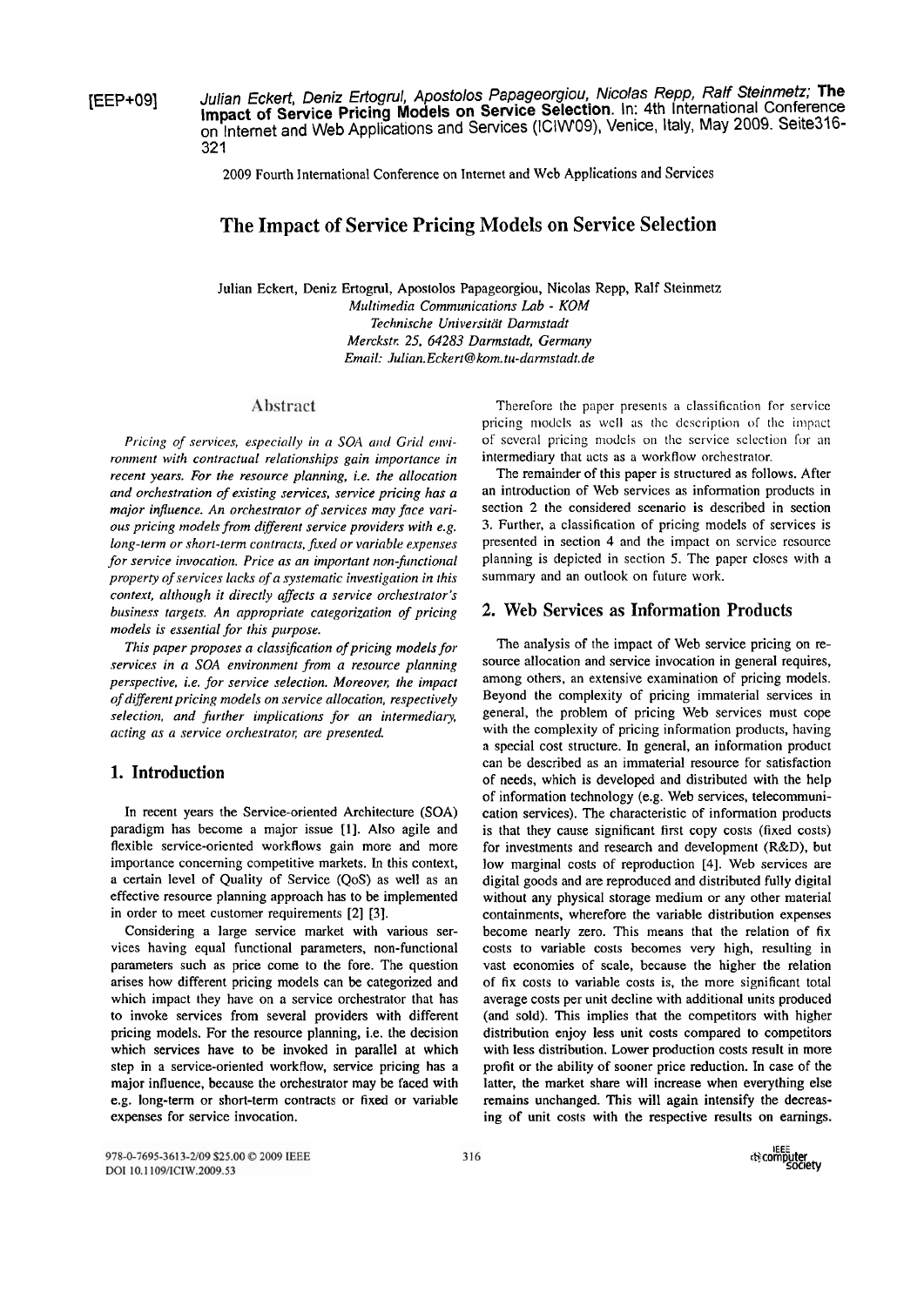[EEP+09] *Julian Eckert, Deniz Ertogrul, Apostolos Papageorgiou, Nicolas Repp, Ralf Steinmetz;* **The Impact of Service Pricing Models on Service Selection**. In: 4th International Conference on Internet and Web Applications and Services (ICIW'09), Venice, Italy, May 2009. Seite316-321

2009 Fourth International Conference on Internet and Web Applications and Services

# The Impact of Service Pricing Models on Service Selection

Julian Eckert, Deniz Ertogrul, Apostolos Papageorgiou, Nicolas Repp, Ralf Steinmetz
*Multimedia Communications Lab - KOM*
*Technische Universität Darmstadt*
*Merckstr. 25, 64283 Darmstadt, Germany*
*Email: Julian.Eckert@kom.tu-darmstadt.de*

## Abstract

*Pricing of services, especially in a SOA and Grid environment with contractual relationships gain importance in recent years. For the resource planning, i.e. the allocation and orchestration of existing services, service pricing has a major influence. An orchestrator of services may face various pricing models from different service providers with e.g. long-term or short-term contracts, fixed or variable expenses for service invocation. Price as an important non-functional property of services lacks of a systematic investigation in this context, although it directly affects a service orchestrator's business targets. An appropriate categorization of pricing models is essential for this purpose.*

*This paper proposes a classification of pricing models for services in a SOA environment from a resource planning perspective, i.e. for service selection. Moreover, the impact of different pricing models on service allocation, respectively selection, and further implications for an intermediary, acting as a service orchestrator, are presented.*

## 1. Introduction

In recent years the Service-oriented Architecture (SOA) paradigm has become a major issue [1]. Also agile and flexible service-oriented workflows gain more and more importance concerning competitive markets. In this context, a certain level of Quality of Service (QoS) as well as an effective resource planning approach has to be implemented in order to meet customer requirements [2] [3].

Considering a large service market with various services having equal functional parameters, non-functional parameters such as price come to the fore. The question arises how different pricing models can be categorized and which impact they have on a service orchestrator that has to invoke services from several providers with different pricing models. For the resource planning, i.e. the decision which services have to be invoked in parallel at which step in a service-oriented workflow, service pricing has a major influence, because the orchestrator may be faced with e.g. long-term or short-term contracts or fixed or variable expenses for service invocation.

Therefore the paper presents a classification for service pricing models as well as the description of the impact of several pricing models on the service selection for an intermediary that acts as a workflow orchestrator.

The remainder of this paper is structured as follows. After an introduction of Web services as information products in section 2 the considered scenario is described in section 3. Further, a classification of pricing models of services is presented in section 4 and the impact on service resource planning is depicted in section 5. The paper closes with a summary and an outlook on future work.

## 2. Web Services as Information Products

The analysis of the impact of Web service pricing on resource allocation and service invocation in general requires, among others, an extensive examination of pricing models. Beyond the complexity of pricing immaterial services in general, the problem of pricing Web services must cope with the complexity of pricing information products, having a special cost structure. In general, an information product can be described as an immaterial resource for satisfaction of needs, which is developed and distributed with the help of information technology (e.g. Web services, telecommunication services). The characteristic of information products is that they cause significant first copy costs (fixed costs) for investments and research and development (R&D), but low marginal costs of reproduction [4]. Web services are digital goods and are reproduced and distributed fully digital without any physical storage medium or any other material containments, wherefore the variable distribution expenses become nearly zero. This means that the relation of fix costs to variable costs becomes very high, resulting in vast economies of scale, because the higher the relation of fix costs to variable costs is, the more significant total average costs per unit decline with additional units produced (and sold). This implies that the competitors with higher distribution enjoy less unit costs compared to competitors with less distribution. Lower production costs result in more profit or the ability of sooner price reduction. In case of the latter, the market share will increase when everything else remains unchanged. This will again intensify the decreasing of unit costs with the respective results on earnings.

978-0-7695-3613-2/09 $25.00 © 2009 IEEE
DOI 10.1109/ICIW.2009.53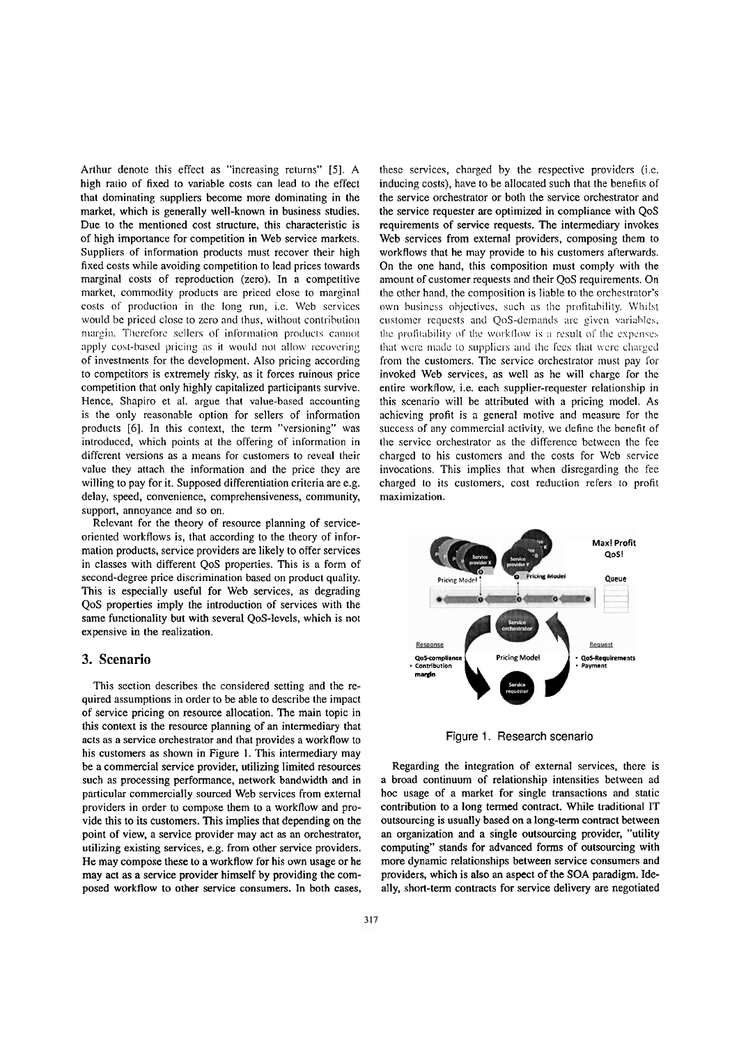Arthur denote this effect as "increasing returns" [5]. A high ratio of fixed to variable costs can lead to the effect that dominating suppliers become more dominating in the market, which is generally well-known in business studies. Due to the mentioned cost structure, this characteristic is of high importance for competition in Web service markets. Suppliers of information products must recover their high fixed costs while avoiding competition to lead prices towards marginal costs of reproduction (zero). In a competitive market, commodity products are priced close to marginal costs of production in the long run, i.e. Web services would be priced close to zero and thus, without contribution margin. Therefore sellers of information products cannot apply cost-based pricing as it would not allow recovering of investments for the development. Also pricing according to competitors is extremely risky, as it forces ruinous price competition that only highly capitalized participants survive. Hence, Shapiro et al. argue that value-based accounting is the only reasonable option for sellers of information products [6]. In this context, the term "versioning" was introduced, which points at the offering of information in different versions as a means for customers to reveal their value they attach the information and the price they are willing to pay for it. Supposed differentiation criteria are e.g. delay, speed, convenience, comprehensiveness, community, support, annoyance and so on.

Relevant for the theory of resource planning of service-oriented workflows is, that according to the theory of information products, service providers are likely to offer services in classes with different QoS properties. This is a form of second-degree price discrimination based on product quality. This is especially useful for Web services, as degrading QoS properties imply the introduction of services with the same functionality but with several QoS-levels, which is not expensive in the realization.

## 3. Scenario

This section describes the considered setting and the required assumptions in order to be able to describe the impact of service pricing on resource allocation. The main topic in this context is the resource planning of an intermediary that acts as a service orchestrator and that provides a workflow to his customers as shown in Figure 1. This intermediary may be a commercial service provider, utilizing limited resources such as processing performance, network bandwidth and in particular commercially sourced Web services from external providers in order to compose them to a workflow and provide this to its customers. This implies that depending on the point of view, a service provider may act as an orchestrator, utilizing existing services, e.g. from other service providers. He may compose these to a workflow for his own usage or he may act as a service provider himself by providing the composed workflow to other service consumers. In both cases, these services, charged by the respective providers (i.e. inducing costs), have to be allocated such that the benefits of the service orchestrator or both the service orchestrator and the service requester are optimized in compliance with QoS requirements of service requests. The intermediary invokes Web services from external providers, composing them to workflows that he may provide to his customers afterwards. On the one hand, this composition must comply with the amount of customer requests and their QoS requirements. On the other hand, the composition is liable to the orchestrator's own business objectives, such as the profitability. Whilst customer requests and QoS-demands are given variables, the profitability of the workflow is a result of the expenses that were made to suppliers and the fees that were charged from the customers. The service orchestrator must pay for invoked Web services, as well as he will charge for the entire workflow, i.e. each supplier-requester relationship in this scenario will be attributed with a pricing model. As achieving profit is a general motive and measure for the success of any commercial activity, we define the benefit of the service orchestrator as the difference between the fee charged to his customers and the costs for Web service invocations. This implies that when disregarding the fee charged to its customers, cost reduction refers to profit maximization.

Service provider X
Service provider Y
Pricing Model
Pricing Model
Max! Profit
QoS!
Queue
Service orchestrator
Response
QoS-compliance
• Contribution margin
Pricing Model
Request
• QoS-Requirements
• Payment
Service requester

Figure 1. Research scenario

Regarding the integration of external services, there is a broad continuum of relationship intensities between ad hoc usage of a market for single transactions and static contribution to a long termed contract. While traditional IT outsourcing is usually based on a long-term contract between an organization and a single outsourcing provider, "utility computing" stands for advanced forms of outsourcing with more dynamic relationships between service consumers and providers, which is also an aspect of the SOA paradigm. Ideally, short-term contracts for service delivery are negotiated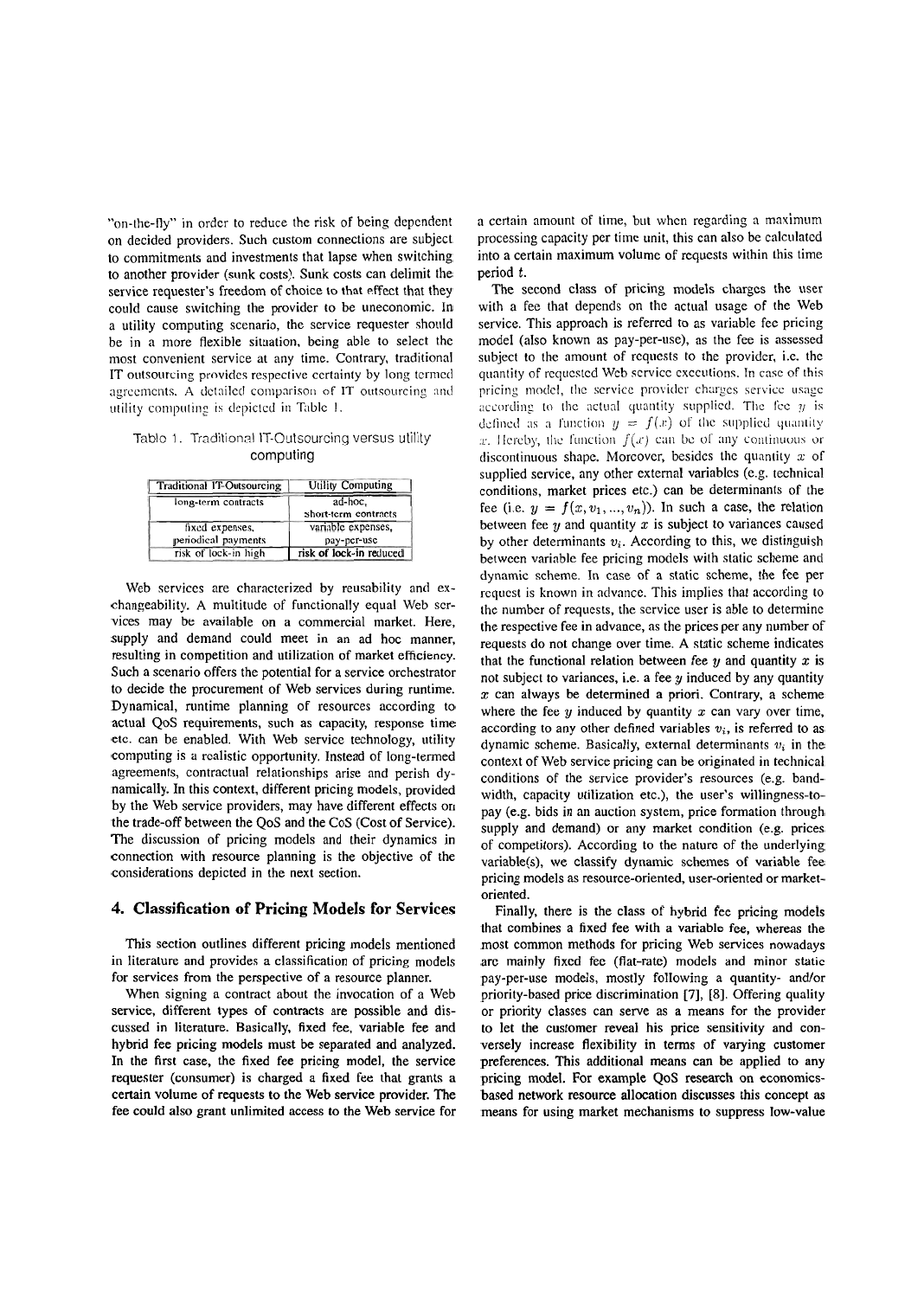"on-the-fly" in order to reduce the risk of being dependent on decided providers. Such custom connections are subject to commitments and investments that lapse when switching to another provider (sunk costs). Sunk costs can delimit the service requester's freedom of choice to that effect that they could cause switching the provider to be uneconomic. In a utility computing scenario, the service requester should be in a more flexible situation, being able to select the most convenient service at any time. Contrary, traditional IT outsourcing provides respective certainty by long termed agreements. A detailed comparison of IT outsourcing and utility computing is depicted in Table 1.

Table 1. Traditional IT-Outsourcing versus utility computing

| Traditional IT-Outsourcing | Utility Computing |
|---|---|
| long-term contracts | ad-hoc, short-term contracts |
| fixed expenses, periodical payments | variable expenses, pay-per-use |
| risk of lock-in high | risk of lock-in reduced |

Web services are characterized by reusability and exchangeability. A multitude of functionally equal Web services may be available on a commercial market. Here, supply and demand could meet in an ad hoc manner, resulting in competition and utilization of market efficiency. Such a scenario offers the potential for a service orchestrator to decide the procurement of Web services during runtime. Dynamical, runtime planning of resources according to actual QoS requirements, such as capacity, response time etc. can be enabled. With Web service technology, utility computing is a realistic opportunity. Instead of long-termed agreements, contractual relationships arise and perish dynamically. In this context, different pricing models, provided by the Web service providers, may have different effects on the trade-off between the QoS and the CoS (Cost of Service). The discussion of pricing models and their dynamics in connection with resource planning is the objective of the considerations depicted in the next section.

## 4. Classification of Pricing Models for Services

This section outlines different pricing models mentioned in literature and provides a classification of pricing models for services from the perspective of a resource planner.

When signing a contract about the invocation of a Web service, different types of contracts are possible and discussed in literature. Basically, fixed fee, variable fee and hybrid fee pricing models must be separated and analyzed. In the first case, the fixed fee pricing model, the service requester (consumer) is charged a fixed fee that grants a certain volume of requests to the Web service provider. The fee could also grant unlimited access to the Web service for a certain amount of time, but when regarding a maximum processing capacity per time unit, this can also be calculated into a certain maximum volume of requests within this time period $t$.

The second class of pricing models charges the user with a fee that depends on the actual usage of the Web service. This approach is referred to as variable fee pricing model (also known as pay-per-use), as the fee is assessed subject to the amount of requests to the provider, i.e. the quantity of requested Web service executions. In case of this pricing model, the service provider charges service usage according to the actual quantity supplied. The fee $y$ is defined as a function $y = f(x)$ of the supplied quantity $x$. Hereby, the function $f(x)$ can be of any continuous or discontinuous shape. Moreover, besides the quantity $x$ of supplied service, any other external variables (e.g. technical conditions, market prices etc.) can be determinants of the fee (i.e. $y = f(x, v_1, ..., v_n)$). In such a case, the relation between fee $y$ and quantity $x$ is subject to variances caused by other determinants $v_i$. According to this, we distinguish between variable fee pricing models with static scheme and dynamic scheme. In case of a static scheme, the fee per request is known in advance. This implies that according to the number of requests, the service user is able to determine the respective fee in advance, as the prices per any number of requests do not change over time. A static scheme indicates that the functional relation between fee $y$ and quantity $x$ is not subject to variances, i.e. a fee $y$ induced by any quantity $x$ can always be determined a priori. Contrary, a scheme where the fee $y$ induced by quantity $x$ can vary over time, according to any other defined variables $v_i$, is referred to as dynamic scheme. Basically, external determinants $v_i$ in the context of Web service pricing can be originated in technical conditions of the service provider's resources (e.g. bandwidth, capacity utilization etc.), the user's willingness-to-pay (e.g. bids in an auction system, price formation through supply and demand) or any market condition (e.g. prices of competitors). According to the nature of the underlying variable(s), we classify dynamic schemes of variable fee pricing models as resource-oriented, user-oriented or market-oriented.

Finally, there is the class of hybrid fee pricing models that combines a fixed fee with a variable fee, whereas the most common methods for pricing Web services nowadays are mainly fixed fee (flat-rate) models and minor static pay-per-use models, mostly following a quantity- and/or priority-based price discrimination [7], [8]. Offering quality or priority classes can serve as a means for the provider to let the customer reveal his price sensitivity and conversely increase flexibility in terms of varying customer preferences. This additional means can be applied to any pricing model. For example QoS research on economics-based network resource allocation discusses this concept as means for using market mechanisms to suppress low-value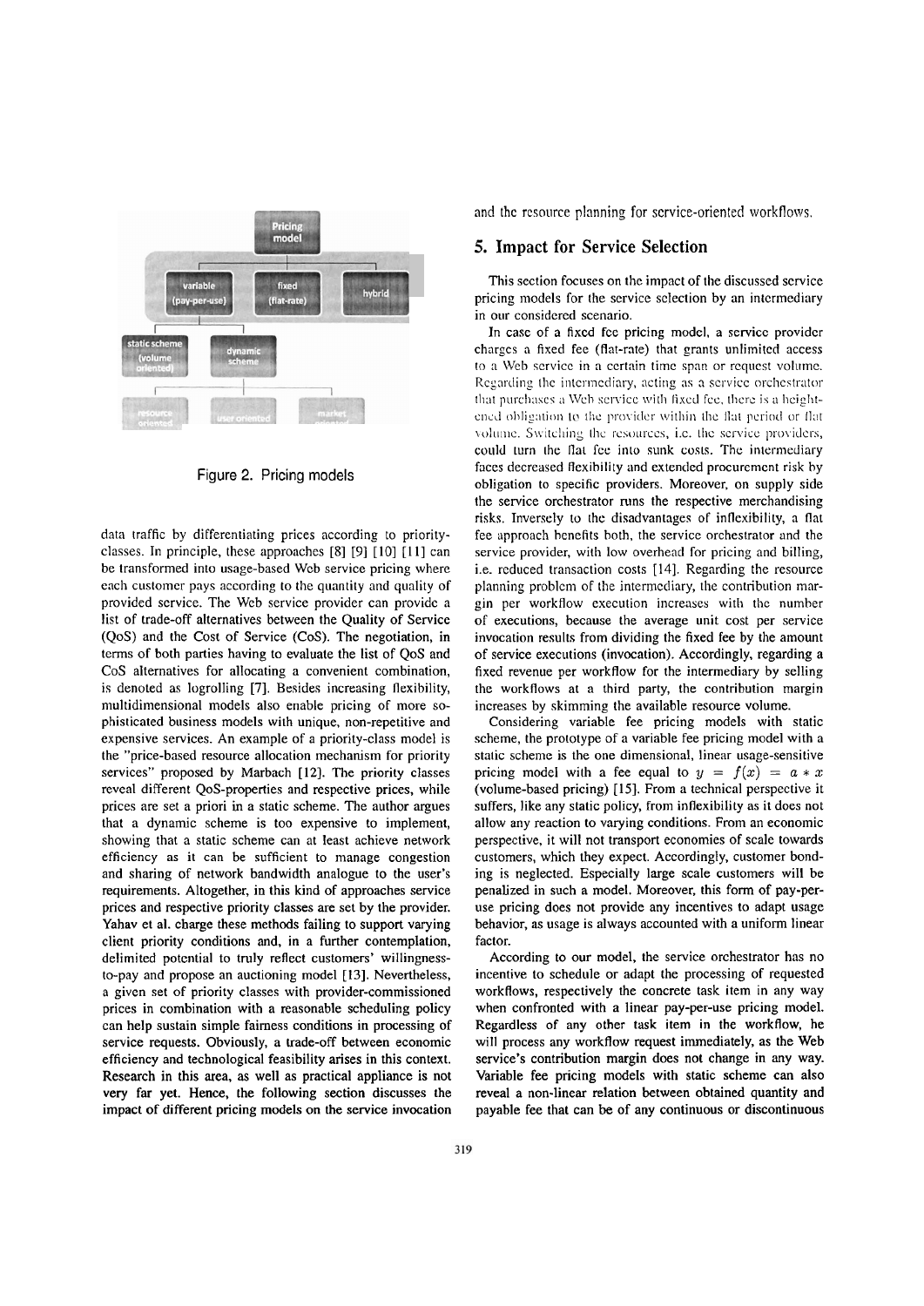Figure 2. Pricing models

data traffic by differentiating prices according to priority-classes. In principle, these approaches [8] [9] [10] [11] can be transformed into usage-based Web service pricing where each customer pays according to the quantity and quality of provided service. The Web service provider can provide a list of trade-off alternatives between the Quality of Service (QoS) and the Cost of Service (CoS). The negotiation, in terms of both parties having to evaluate the list of QoS and CoS alternatives for allocating a convenient combination, is denoted as logrolling [7]. Besides increasing flexibility, multidimensional models also enable pricing of more sophisticated business models with unique, non-repetitive and expensive services. An example of a priority-class model is the "price-based resource allocation mechanism for priority services" proposed by Marbach [12]. The priority classes reveal different QoS-properties and respective prices, while prices are set a priori in a static scheme. The author argues that a dynamic scheme is too expensive to implement, showing that a static scheme can at least achieve network efficiency as it can be sufficient to manage congestion and sharing of network bandwidth analogue to the user's requirements. Altogether, in this kind of approaches service prices and respective priority classes are set by the provider. Yahav et al. charge these methods failing to support varying client priority conditions and, in a further contemplation, delimited potential to truly reflect customers' willingness-to-pay and propose an auctioning model [13]. Nevertheless, a given set of priority classes with provider-commissioned prices in combination with a reasonable scheduling policy can help sustain simple fairness conditions in processing of service requests. Obviously, a trade-off between economic efficiency and technological feasibility arises in this context. Research in this area, as well as practical appliance is not very far yet. Hence, the following section discusses the impact of different pricing models on the service invocation and the resource planning for service-oriented workflows.

## 5. Impact for Service Selection

This section focuses on the impact of the discussed service pricing models for the service selection by an intermediary in our considered scenario.

In case of a fixed fee pricing model, a service provider charges a fixed fee (flat-rate) that grants unlimited access to a Web service in a certain time span or request volume. Regarding the intermediary, acting as a service orchestrator that purchases a Web service with fixed fee, there is a heightened obligation to the provider within the flat period or flat volume. Switching the resources, i.e. the service providers, could turn the flat fee into sunk costs. The intermediary faces decreased flexibility and extended procurement risk by obligation to specific providers. Moreover, on supply side the service orchestrator runs the respective merchandising risks. Inversely to the disadvantages of inflexibility, a flat fee approach benefits both, the service orchestrator and the service provider, with low overhead for pricing and billing, i.e. reduced transaction costs [14]. Regarding the resource planning problem of the intermediary, the contribution margin per workflow execution increases with the number of executions, because the average unit cost per service invocation results from dividing the fixed fee by the amount of service executions (invocation). Accordingly, regarding a fixed revenue per workflow for the intermediary by selling the workflows at a third party, the contribution margin increases by skimming the available resource volume.

Considering variable fee pricing models with static scheme, the prototype of a variable fee pricing model with a static scheme is the one dimensional, linear usage-sensitive pricing model with a fee equal to $y = f(x) = a * x$ (volume-based pricing) [15]. From a technical perspective it suffers, like any static policy, from inflexibility as it does not allow any reaction to varying conditions. From an economic perspective, it will not transport economies of scale towards customers, which they expect. Accordingly, customer bonding is neglected. Especially large scale customers will be penalized in such a model. Moreover, this form of pay-per-use pricing does not provide any incentives to adapt usage behavior, as usage is always accounted with a uniform linear factor.

According to our model, the service orchestrator has no incentive to schedule or adapt the processing of requested workflows, respectively the concrete task item in any way when confronted with a linear pay-per-use pricing model. Regardless of any other task item in the workflow, he will process any workflow request immediately, as the Web service's contribution margin does not change in any way. Variable fee pricing models with static scheme can also reveal a non-linear relation between obtained quantity and payable fee that can be of any continuous or discontinuous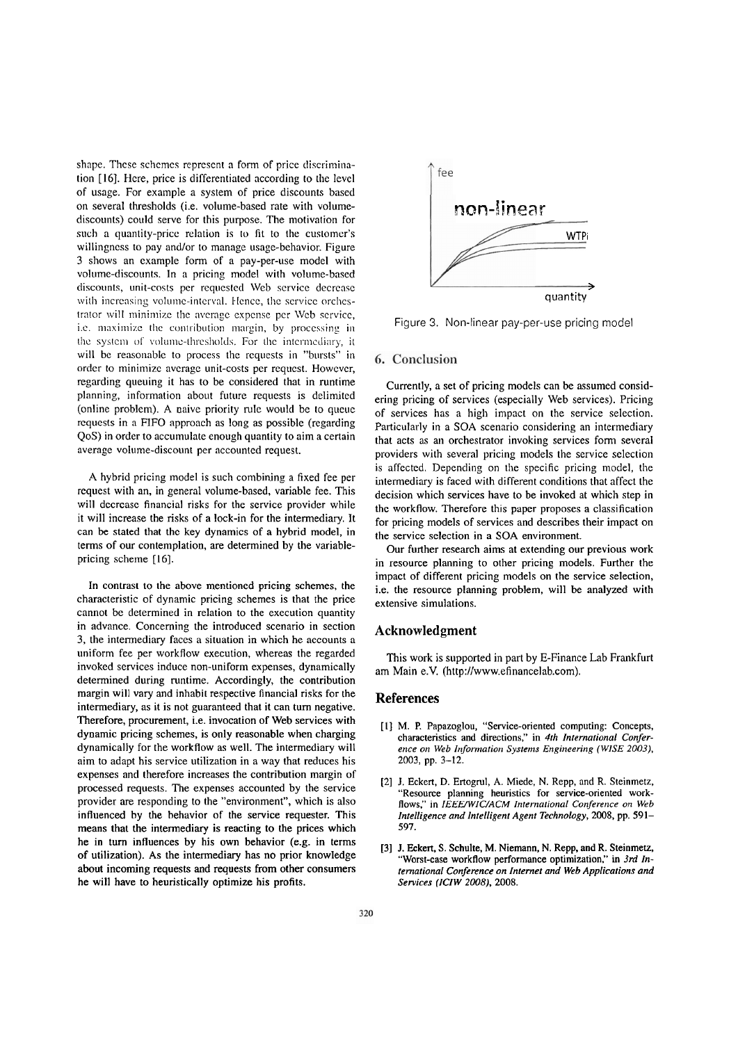shape. These schemes represent a form of price discrimination [16]. Here, price is differentiated according to the level of usage. For example a system of price discounts based on several thresholds (i.e. volume-based rate with volume-discounts) could serve for this purpose. The motivation for such a quantity-price relation is to fit to the customer's willingness to pay and/or to manage usage-behavior. Figure 3 shows an example form of a pay-per-use model with volume-discounts. In a pricing model with volume-based discounts, unit-costs per requested Web service decrease with increasing volume-interval. Hence, the service orchestrator will minimize the average expense per Web service, i.e. maximize the contribution margin, by processing in the system of volume-thresholds. For the intermediary, it will be reasonable to process the requests in "bursts" in order to minimize average unit-costs per request. However, regarding queuing it has to be considered that in runtime planning, information about future requests is delimited (online problem). A naive priority rule would be to queue requests in a FIFO approach as long as possible (regarding QoS) in order to accumulate enough quantity to aim a certain average volume-discount per accounted request.

A hybrid pricing model is such combining a fixed fee per request with an, in general volume-based, variable fee. This will decrease financial risks for the service provider while it will increase the risks of a lock-in for the intermediary. It can be stated that the key dynamics of a hybrid model, in terms of our contemplation, are determined by the variable-pricing scheme [16].

In contrast to the above mentioned pricing schemes, the characteristic of dynamic pricing schemes is that the price cannot be determined in relation to the execution quantity in advance. Concerning the introduced scenario in section 3, the intermediary faces a situation in which he accounts a uniform fee per workflow execution, whereas the regarded invoked services induce non-uniform expenses, dynamically determined during runtime. Accordingly, the contribution margin will vary and inhabit respective financial risks for the intermediary, as it is not guaranteed that it can turn negative. Therefore, procurement, i.e. invocation of Web services with dynamic pricing schemes, is only reasonable when charging dynamically for the workflow as well. The intermediary will aim to adapt his service utilization in a way that reduces his expenses and therefore increases the contribution margin of processed requests. The expenses accounted by the service provider are responding to the "environment", which is also influenced by the behavior of the service requester. This means that the intermediary is reacting to the prices which he in turn influences by his own behavior (e.g. in terms of utilization). As the intermediary has no prior knowledge about incoming requests and requests from other consumers he will have to heuristically optimize his profits.

fee

non-linear

WTPi

quantity

Figure 3. Non-linear pay-per-use pricing model

## 6. Conclusion

Currently, a set of pricing models can be assumed considering pricing of services (especially Web services). Pricing of services has a high impact on the service selection. Particularly in a SOA scenario considering an intermediary that acts as an orchestrator invoking services form several providers with several pricing models the service selection is affected. Depending on the specific pricing model, the intermediary is faced with different conditions that affect the decision which services have to be invoked at which step in the workflow. Therefore this paper proposes a classification for pricing models of services and describes their impact on the service selection in a SOA environment.

Our further research aims at extending our previous work in resource planning to other pricing models. Further the impact of different pricing models on the service selection, i.e. the resource planning problem, will be analyzed with extensive simulations.

## Acknowledgment

This work is supported in part by E-Finance Lab Frankfurt am Main e.V. (http://www.efinancelab.com).

## References

[1] M. P. Papazoglou, "Service-oriented computing: Concepts, characteristics and directions," in *4th International Conference on Web Information Systems Engineering (WISE 2003)*, 2003, pp. 3–12.

[2] J. Eckert, D. Ertogrul, A. Miede, N. Repp, and R. Steinmetz, "Resource planning heuristics for service-oriented workflows," in *IEEE/WIC/ACM International Conference on Web Intelligence and Intelligent Agent Technology*, 2008, pp. 591–597.

[3] J. Eckert, S. Schulte, M. Niemann, N. Repp, and R. Steinmetz, "Worst-case workflow performance optimization," in *3rd International Conference on Internet and Web Applications and Services (ICIW 2008)*, 2008.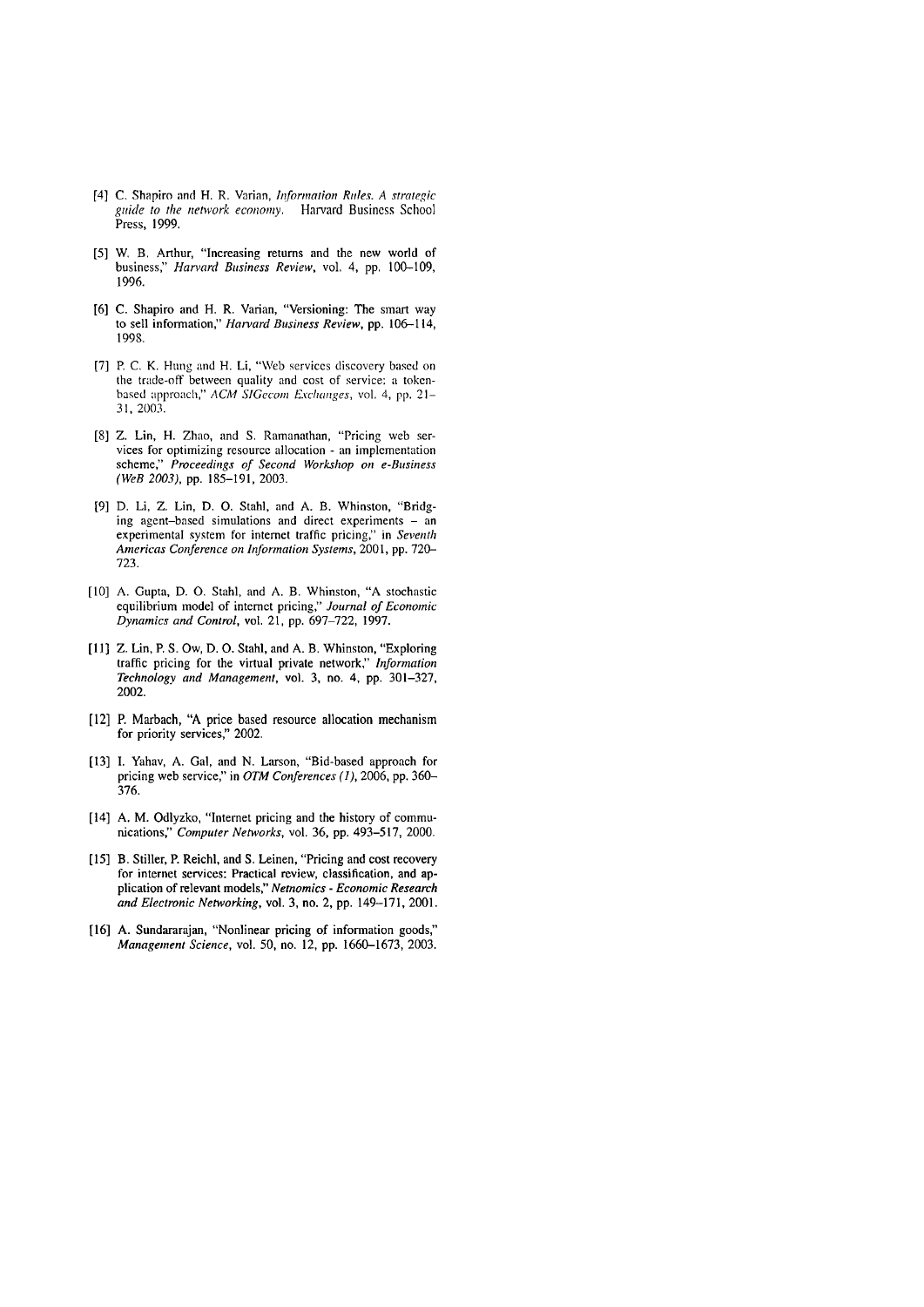[4] C. Shapiro and H. R. Varian, *Information Rules. A strategic guide to the network economy.* Harvard Business School Press, 1999.

[5] W. B. Arthur, "Increasing returns and the new world of business," *Harvard Business Review*, vol. 4, pp. 100–109, 1996.

[6] C. Shapiro and H. R. Varian, "Versioning: The smart way to sell information," *Harvard Business Review*, pp. 106–114, 1998.

[7] P. C. K. Hung and H. Li, "Web services discovery based on the trade-off between quality and cost of service: a token-based approach," *ACM SIGecom Exchanges*, vol. 4, pp. 21–31, 2003.

[8] Z. Lin, H. Zhao, and S. Ramanathan, "Pricing web services for optimizing resource allocation - an implementation scheme," *Proceedings of Second Workshop on e-Business (WeB 2003)*, pp. 185–191, 2003.

[9] D. Li, Z. Lin, D. O. Stahl, and A. B. Whinston, "Bridging agent–based simulations and direct experiments – an experimental system for internet traffic pricing," in *Seventh Americas Conference on Information Systems*, 2001, pp. 720–723.

[10] A. Gupta, D. O. Stahl, and A. B. Whinston, "A stochastic equilibrium model of internet pricing," *Journal of Economic Dynamics and Control*, vol. 21, pp. 697–722, 1997.

[11] Z. Lin, P. S. Ow, D. O. Stahl, and A. B. Whinston, "Exploring traffic pricing for the virtual private network," *Information Technology and Management*, vol. 3, no. 4, pp. 301–327, 2002.

[12] P. Marbach, "A price based resource allocation mechanism for priority services," 2002.

[13] I. Yahav, A. Gal, and N. Larson, "Bid-based approach for pricing web service," in *OTM Conferences (1)*, 2006, pp. 360–376.

[14] A. M. Odlyzko, "Internet pricing and the history of communications," *Computer Networks*, vol. 36, pp. 493–517, 2000.

[15] B. Stiller, P. Reichl, and S. Leinen, "Pricing and cost recovery for internet services: Practical review, classification, and application of relevant models," *Netnomics - Economic Research and Electronic Networking*, vol. 3, no. 2, pp. 149–171, 2001.

[16] A. Sundararajan, "Nonlinear pricing of information goods," *Management Science*, vol. 50, no. 12, pp. 1660–1673, 2003.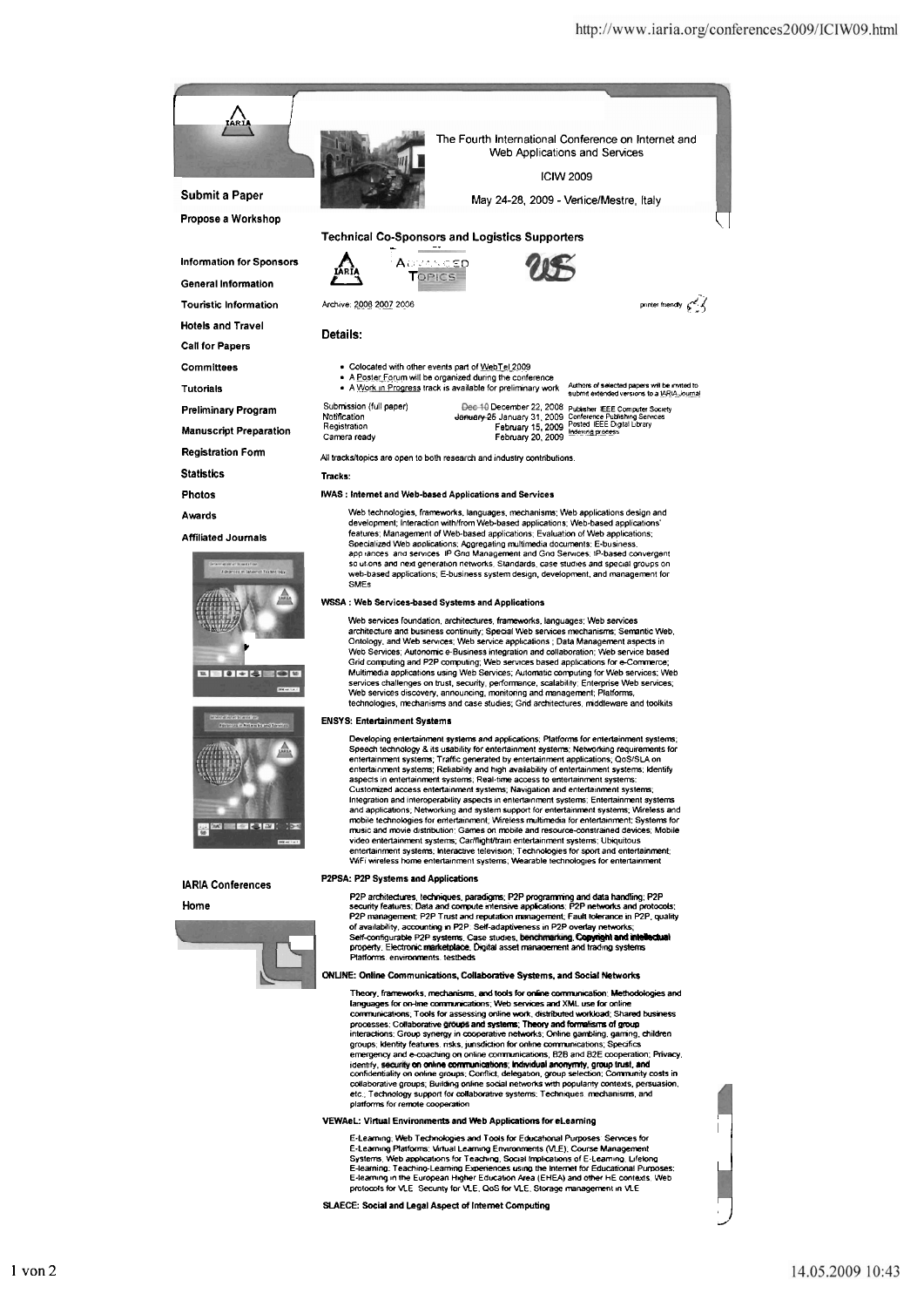Submit a Paper

Propose a Workshop

Information for Sponsors

General Information

Touristic Information

Hotels and Travel

Call for Papers

Committees

Tutorials

Preliminary Program

Manuscript Preparation

Registration Form

Statistics

Photos

Awards

Affiliated Journals

IARIA Conferences

Home

The Fourth International Conference on Internet and Web Applications and Services

ICIW 2009

May 24-28, 2009 - Venice/Mestre, Italy

### Technical Co-Sponsors and Logistics Supporters

Archive: 2008 2007 2006

printer friendly

## Details:

- Colocated with other events part of WebTel 2009
- A Poster Forum will be organized during the conference
- A Work in Progress track is available for preliminary work

Authors of selected papers will be invited to submit extended versions to a IARIA Journal

| | |
|---|---|
| Submission (full paper) | ~~Dec 10~~ December 22, 2008 |
| Notification | ~~January 25~~ January 31, 2009 |
| Registration | February 15, 2009 |
| Camera ready | February 20, 2009 |

Publisher: IEEE Computer Society Conference Publishing Services
Posted: IEEE Digital Library
Indexing process

All tracks/topics are open to both research and industry contributions.

**Tracks:**

**IWAS : Internet and Web-based Applications and Services**

Web technologies, frameworks, languages, mechanisms; Web applications design and development; Interaction with/from Web-based applications; Web-based applications' features; Management of Web-based applications; Evaluation of Web applications; Specialized Web applications; Aggregating multimedia documents; E-business appliances and services; IP Grid Management and Grid Services; IP-based convergent solutions and next generation networks; Standards, case studies and special groups on web-based applications; E-business system design, development, and management for SMEs

**WSSA : Web Services-based Systems and Applications**

Web services foundation, architectures, frameworks, languages; Web services architecture and business continuity; Special Web services mechanisms; Semantic Web, Ontology, and Web services; Web service applications ; Data Management aspects in Web Services; Autonomic e-Business integration and collaboration; Web service based Grid computing and P2P computing; Web services based applications for e-Commerce; Multimedia applications using Web Services; Automatic computing for Web services; Web services challenges on trust, security, performance, scalability; Enterprise Web services; Web services discovery, announcing, monitoring and management; Platforms, technologies, mechanisms and case studies; Grid architectures, middleware and toolkits

**ENSYS: Entertainment Systems**

Developing entertainment systems and applications; Platforms for entertainment systems; Speech technology & its usability for entertainment systems; Networking requirements for entertainment systems; Traffic generated by entertainment applications; QoS/SLA on entertainment systems; Reliability and high availability of entertainment systems; Identify aspects in entertainment systems; Real-time access to entertainment systems; Customized access entertainment systems; Navigation and entertainment systems; Integration and interoperability aspects in entertainment systems; Entertainment systems and applications; Networking and system support for entertainment systems; Wireless and mobile technologies for entertainment; Wireless multimedia for entertainment; Systems for music and movie distribution; Games on mobile and resource-constrained devices; Mobile video entertainment systems; Car/flight/train entertainment systems; Ubiquitous entertainment systems; Interactive television; Technologies for sport and entertainment; WiFi wireless home entertainment systems; Wearable technologies for entertainment

**P2PSA: P2P Systems and Applications**

P2P architectures, techniques, paradigms; P2P programming and data handling; P2P security features; Data and compute intensive applications; P2P networks and protocols; P2P management; P2P Trust and reputation management; Fault tolerance in P2P, quality of availability, accounting in P2P; Self-adaptiveness in P2P overlay networks; Self-configurable P2P systems; Case studies, benchmarking, Copyright and intellectual property, Electronic marketplace, Digital asset management and trading systems; Platforms, environments, testbeds

**ONLINE: Online Communications, Collaborative Systems, and Social Networks**

Theory, frameworks, mechanisms, and tools for online communication; Methodologies and languages for on-line communications; Web services and XML use for online communications; Tools for assessing online work, distributed workload; Shared business processes; Collaborative groups and systems; Theory and formalisms of group interactions; Group synergy in cooperative networks; Online gambling, gaming, children groups; Identity features, risks, jurisdiction for online communications; Specifics emergency and e-coaching on online communications; B2B and B2E cooperation; Privacy, identify, security on online communications; Individual anonymity, group trust, and confidentiality in online groups; Conflict, delegation, group selection; Community costs in collaborative groups; Building online social networks with popularity contexts, persuasion, etc.; Technology support for collaborative systems; Techniques, mechanisms, and platforms for remote cooperation

**VEWAeL: Virtual Environments and Web Applications for eLearning**

E-Learning; Web Technologies and Tools for Educational Purposes; Services for E-Learning Platforms; Virtual Learning Environments (VLE); Course Management Systems; Web applications for Teaching; Social Implications of E-Learning; Lifelong E-learning; Teaching-Learning Experiences using the Internet for Educational Purposes; E-learning in the European Higher Education Area (EHEA) and other HE contexts; Web protocols for VLE; Security for VLE; QoS for VLE; Storage management in VLE

**SLAECE: Social and Legal Aspect of Internet Computing**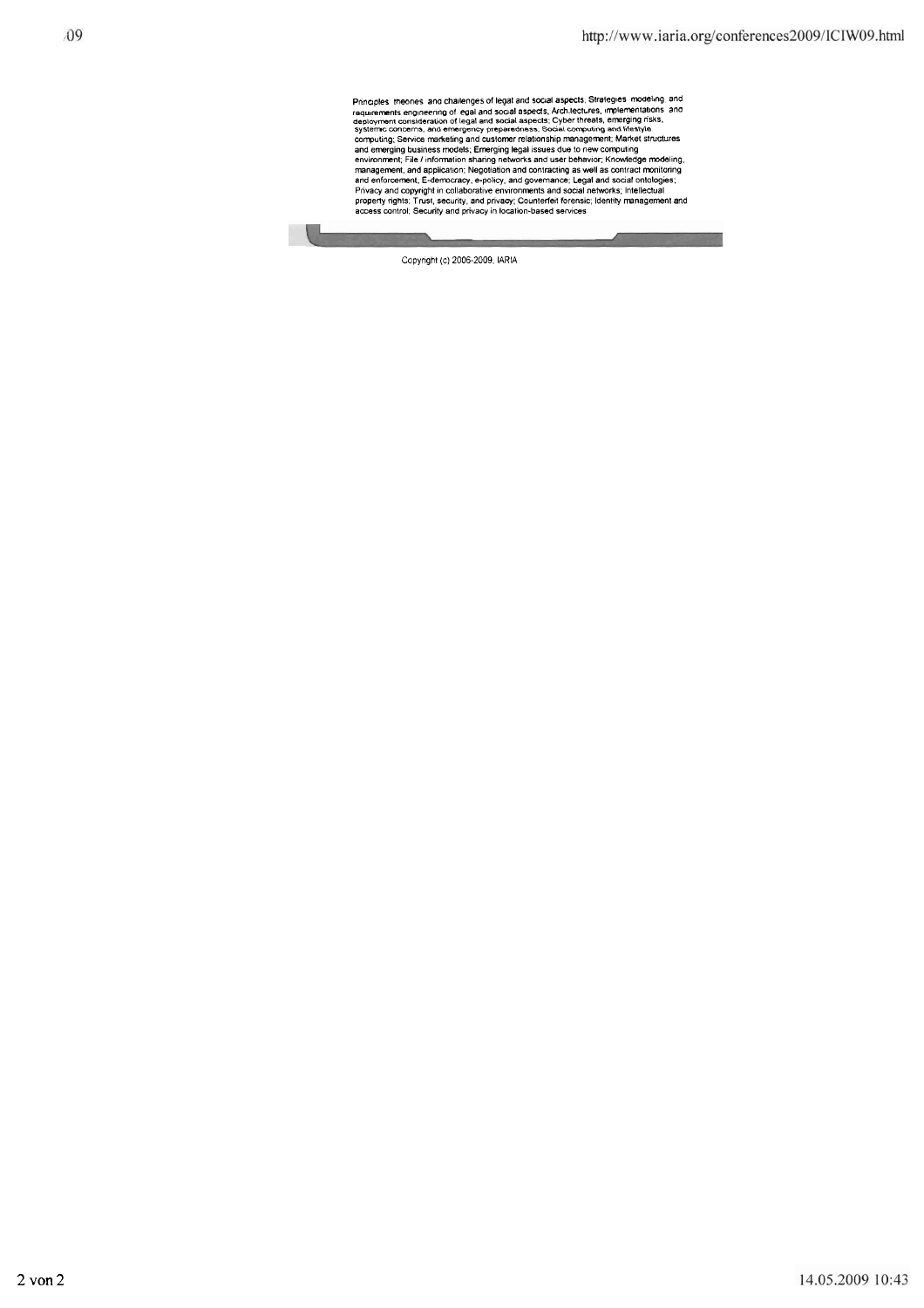Principles, theories, and challenges of legal and social aspects; Strategies, modeling, and requirements engineering of legal and social aspects; Architectures, implementations, and deployment consideration of legal and social aspects; Cyber threats, emerging risks, systemic concerns, and emergency preparedness; Social computing and lifestyle computing; Service marketing and customer relationship management; Market structures and emerging business models; Emerging legal issues due to new computing environment; File / information sharing networks and user behavior; Knowledge modeling, management, and application; Negotiation and contracting as well as contract monitoring and enforcement; E-democracy, e-policy, and governance; Legal and social ontologies; Privacy and copyright in collaborative environments and social networks; Intellectual property rights; Trust, security, and privacy; Counterfeit forensic; Identity management and access control; Security and privacy in location-based services

Copyright (c) 2006-2009, IARIA